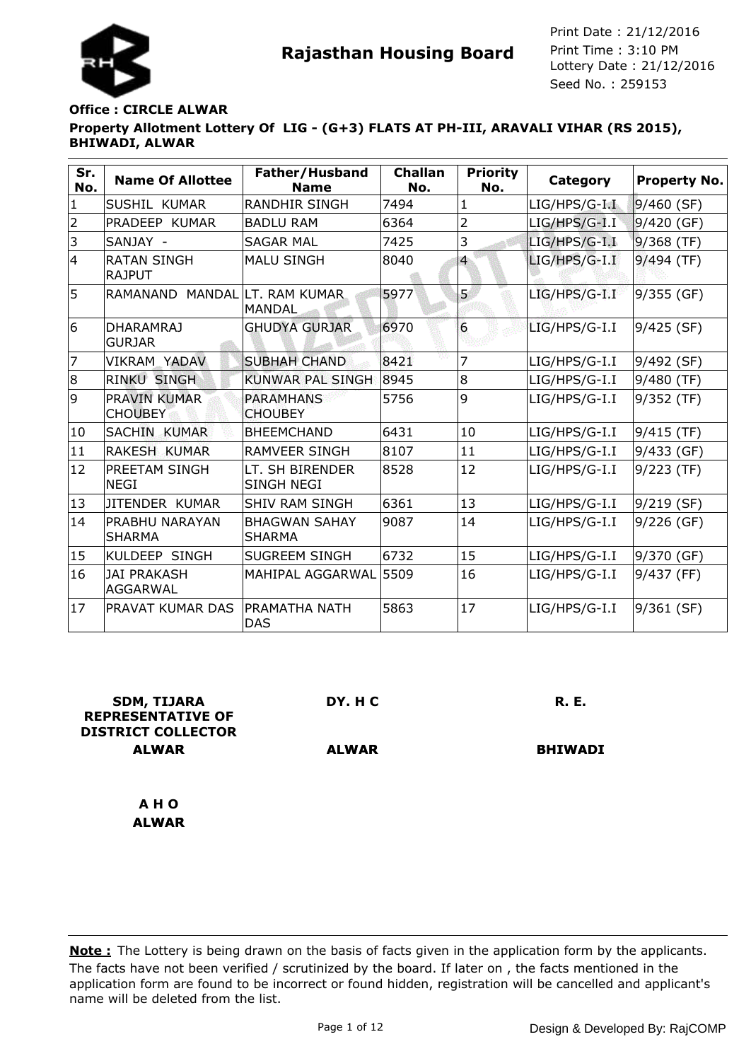**Rajasthan Housing Board**

Print Date : 21/12/2016
Print Time : 3:10 PM
Lottery Date : 21/12/2016
Seed No. : 259153

**Office : CIRCLE ALWAR**

**Property Allotment Lottery Of LIG - (G+3) FLATS AT PH-III, ARAVALI VIHAR (RS 2015), BHIWADI, ALWAR**

| Sr. No. | Name Of Allottee | Father/Husband Name | Challan No. | Priority No. | Category | Property No. |
|---|---|---|---|---|---|---|
| 1 | SUSHIL KUMAR | RANDHIR SINGH | 7494 | 1 | LIG/HPS/G-I.I | 9/460 (SF) |
| 2 | PRADEEP KUMAR | BADLU RAM | 6364 | 2 | LIG/HPS/G-I.I | 9/420 (GF) |
| 3 | SANJAY - | SAGAR MAL | 7425 | 3 | LIG/HPS/G-I.I | 9/368 (TF) |
| 4 | RATAN SINGH RAJPUT | MALU SINGH | 8040 | 4 | LIG/HPS/G-I.I | 9/494 (TF) |
| 5 | RAMANAND MANDAL | LT. RAM KUMAR MANDAL | 5977 | 5 | LIG/HPS/G-I.I | 9/355 (GF) |
| 6 | DHARAMRAJ GURJAR | GHUDYA GURJAR | 6970 | 6 | LIG/HPS/G-I.I | 9/425 (SF) |
| 7 | VIKRAM YADAV | SUBHAH CHAND | 8421 | 7 | LIG/HPS/G-I.I | 9/492 (SF) |
| 8 | RINKU SINGH | KUNWAR PAL SINGH | 8945 | 8 | LIG/HPS/G-I.I | 9/480 (TF) |
| 9 | PRAVIN KUMAR CHOUBEY | PARAMHANS CHOUBEY | 5756 | 9 | LIG/HPS/G-I.I | 9/352 (TF) |
| 10 | SACHIN KUMAR | BHEEMCHAND | 6431 | 10 | LIG/HPS/G-I.I | 9/415 (TF) |
| 11 | RAKESH KUMAR | RAMVEER SINGH | 8107 | 11 | LIG/HPS/G-I.I | 9/433 (GF) |
| 12 | PREETAM SINGH NEGI | LT. SH BIRENDER SINGH NEGI | 8528 | 12 | LIG/HPS/G-I.I | 9/223 (TF) |
| 13 | JITENDER KUMAR | SHIV RAM SINGH | 6361 | 13 | LIG/HPS/G-I.I | 9/219 (SF) |
| 14 | PRABHU NARAYAN SHARMA | BHAGWAN SAHAY SHARMA | 9087 | 14 | LIG/HPS/G-I.I | 9/226 (GF) |
| 15 | KULDEEP SINGH | SUGREEM SINGH | 6732 | 15 | LIG/HPS/G-I.I | 9/370 (GF) |
| 16 | JAI PRAKASH AGGARWAL | MAHIPAL AGGARWAL | 5509 | 16 | LIG/HPS/G-I.I | 9/437 (FF) |
| 17 | PRAVAT KUMAR DAS | PRAMATHA NATH DAS | 5863 | 17 | LIG/HPS/G-I.I | 9/361 (SF) |

**SDM, TIJARA REPRESENTATIVE OF DISTRICT COLLECTOR**
**ALWAR**

**DY. H C**
**ALWAR**

**R. E.**
**BHIWADI**

**A H O**
**ALWAR**

**Note :** The Lottery is being drawn on the basis of facts given in the application form by the applicants. The facts have not been verified / scrutinized by the board. If later on , the facts mentioned in the application form are found to be incorrect or found hidden, registration will be cancelled and applicant's name will be deleted from the list.

Design & Developed By: RajCOMP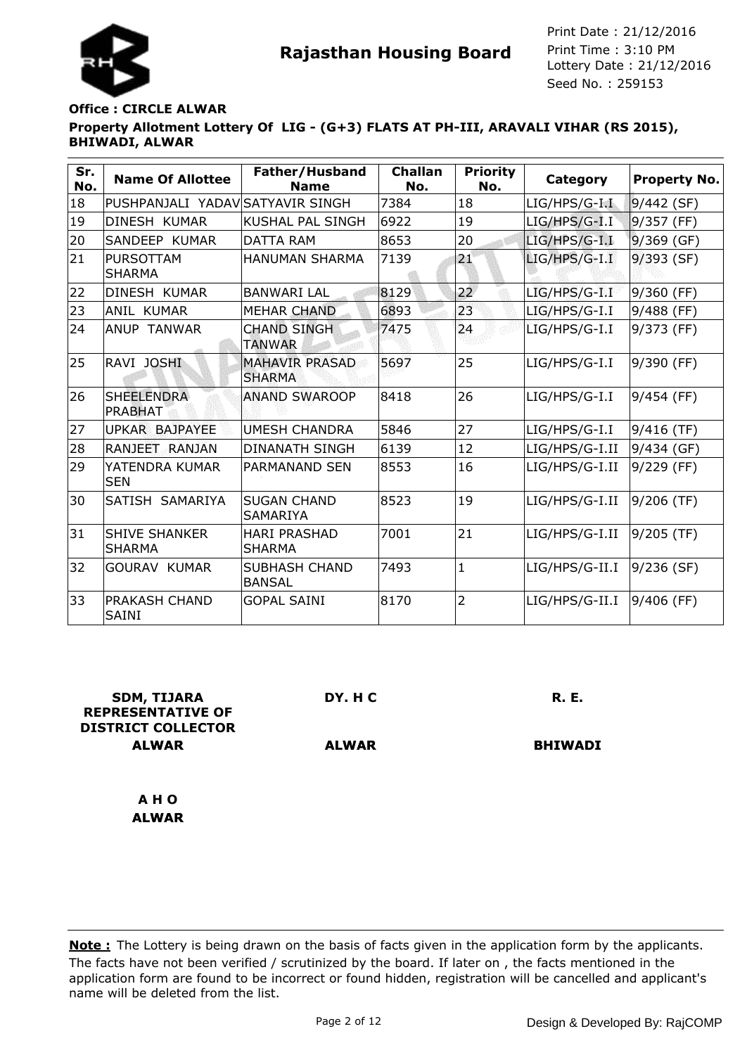**Rajasthan Housing Board**

Print Date : 21/12/2016
Print Time : 3:10 PM
Lottery Date : 21/12/2016
Seed No. : 259153

**Office : CIRCLE ALWAR**

**Property Allotment Lottery Of LIG - (G+3) FLATS AT PH-III, ARAVALI VIHAR (RS 2015), BHIWADI, ALWAR**

| Sr. No. | Name Of Allottee | Father/Husband Name | Challan No. | Priority No. | Category | Property No. |
|---|---|---|---|---|---|---|
| 18 | PUSHPANJALI YADAV | SATYAVIR SINGH | 7384 | 18 | LIG/HPS/G-I.I | 9/442 (SF) |
| 19 | DINESH KUMAR | KUSHAL PAL SINGH | 6922 | 19 | LIG/HPS/G-I.I | 9/357 (FF) |
| 20 | SANDEEP KUMAR | DATTA RAM | 8653 | 20 | LIG/HPS/G-I.I | 9/369 (GF) |
| 21 | PURSOTTAM SHARMA | HANUMAN SHARMA | 7139 | 21 | LIG/HPS/G-I.I | 9/393 (SF) |
| 22 | DINESH KUMAR | BANWARI LAL | 8129 | 22 | LIG/HPS/G-I.I | 9/360 (FF) |
| 23 | ANIL KUMAR | MEHAR CHAND | 6893 | 23 | LIG/HPS/G-I.I | 9/488 (FF) |
| 24 | ANUP TANWAR | CHAND SINGH TANWAR | 7475 | 24 | LIG/HPS/G-I.I | 9/373 (FF) |
| 25 | RAVI JOSHI | MAHAVIR PRASAD SHARMA | 5697 | 25 | LIG/HPS/G-I.I | 9/390 (FF) |
| 26 | SHEELENDRA PRABHAT | ANAND SWAROOP | 8418 | 26 | LIG/HPS/G-I.I | 9/454 (FF) |
| 27 | UPKAR BAJPAYEE | UMESH CHANDRA | 5846 | 27 | LIG/HPS/G-I.I | 9/416 (TF) |
| 28 | RANJEET RANJAN | DINANATH SINGH | 6139 | 12 | LIG/HPS/G-I.II | 9/434 (GF) |
| 29 | YATENDRA KUMAR SEN | PARMANAND SEN | 8553 | 16 | LIG/HPS/G-I.II | 9/229 (FF) |
| 30 | SATISH SAMARIYA | SUGAN CHAND SAMARIYA | 8523 | 19 | LIG/HPS/G-I.II | 9/206 (TF) |
| 31 | SHIVE SHANKER SHARMA | HARI PRASHAD SHARMA | 7001 | 21 | LIG/HPS/G-I.II | 9/205 (TF) |
| 32 | GOURAV KUMAR | SUBHASH CHAND BANSAL | 7493 | 1 | LIG/HPS/G-II.I | 9/236 (SF) |
| 33 | PRAKASH CHAND SAINI | GOPAL SAINI | 8170 | 2 | LIG/HPS/G-II.I | 9/406 (FF) |

**SDM, TIJARA REPRESENTATIVE OF DISTRICT COLLECTOR ALWAR**

**DY. H C ALWAR**

**R. E. BHIWADI**

**A H O ALWAR**

**Note :** The Lottery is being drawn on the basis of facts given in the application form by the applicants. The facts have not been verified / scrutinized by the board. If later on , the facts mentioned in the application form are found to be incorrect or found hidden, registration will be cancelled and applicant's name will be deleted from the list.

Design & Developed By: RajCOMP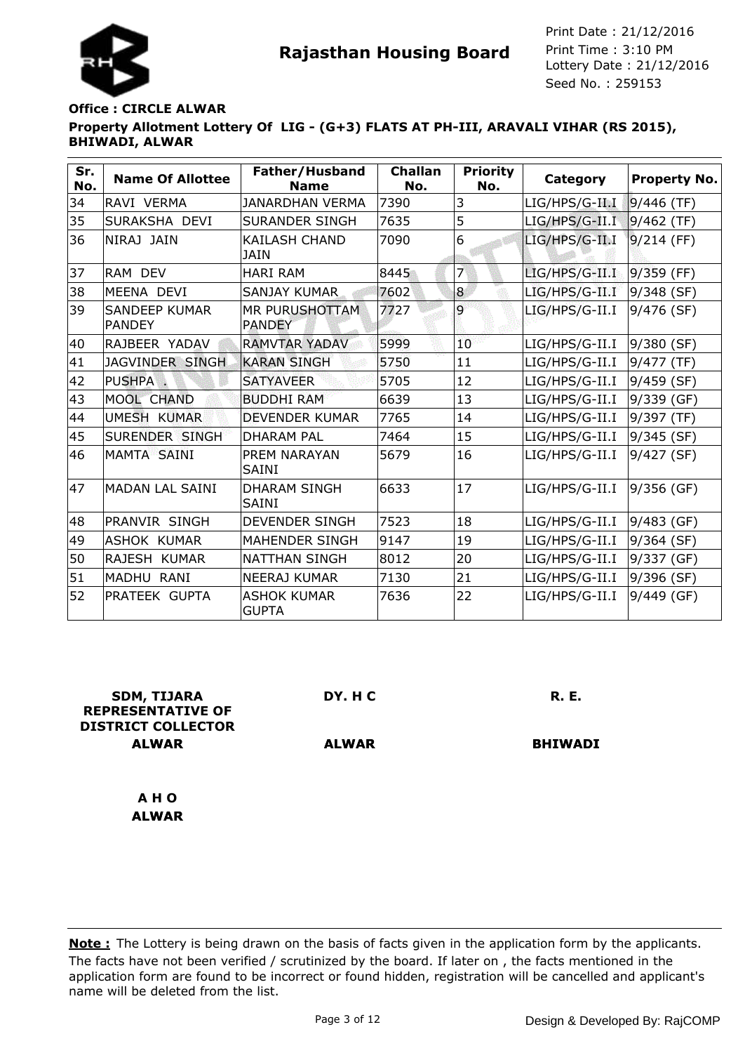**Rajasthan Housing Board**

Print Date : 21/12/2016
Print Time : 3:10 PM
Lottery Date : 21/12/2016
Seed No. : 259153

**Office : CIRCLE ALWAR**

**Property Allotment Lottery Of LIG - (G+3) FLATS AT PH-III, ARAVALI VIHAR (RS 2015), BHIWADI, ALWAR**

| Sr. No. | Name Of Allottee | Father/Husband Name | Challan No. | Priority No. | Category | Property No. |
|---|---|---|---|---|---|---|
| 34 | RAVI VERMA | JANARDHAN VERMA | 7390 | 3 | LIG/HPS/G-II.I | 9/446 (TF) |
| 35 | SURAKSHA DEVI | SURANDER SINGH | 7635 | 5 | LIG/HPS/G-II.I | 9/462 (TF) |
| 36 | NIRAJ JAIN | KAILASH CHAND JAIN | 7090 | 6 | LIG/HPS/G-II.I | 9/214 (FF) |
| 37 | RAM DEV | HARI RAM | 8445 | 7 | LIG/HPS/G-II.I | 9/359 (FF) |
| 38 | MEENA DEVI | SANJAY KUMAR | 7602 | 8 | LIG/HPS/G-II.I | 9/348 (SF) |
| 39 | SANDEEP KUMAR PANDEY | MR PURUSHOTTAM PANDEY | 7727 | 9 | LIG/HPS/G-II.I | 9/476 (SF) |
| 40 | RAJBEER YADAV | RAMVTAR YADAV | 5999 | 10 | LIG/HPS/G-II.I | 9/380 (SF) |
| 41 | JAGVINDER SINGH | KARAN SINGH | 5750 | 11 | LIG/HPS/G-II.I | 9/477 (TF) |
| 42 | PUSHPA . | SATYAVEER | 5705 | 12 | LIG/HPS/G-II.I | 9/459 (SF) |
| 43 | MOOL CHAND | BUDDHI RAM | 6639 | 13 | LIG/HPS/G-II.I | 9/339 (GF) |
| 44 | UMESH KUMAR | DEVENDER KUMAR | 7765 | 14 | LIG/HPS/G-II.I | 9/397 (TF) |
| 45 | SURENDER SINGH | DHARAM PAL | 7464 | 15 | LIG/HPS/G-II.I | 9/345 (SF) |
| 46 | MAMTA SAINI | PREM NARAYAN SAINI | 5679 | 16 | LIG/HPS/G-II.I | 9/427 (SF) |
| 47 | MADAN LAL SAINI | DHARAM SINGH SAINI | 6633 | 17 | LIG/HPS/G-II.I | 9/356 (GF) |
| 48 | PRANVIR SINGH | DEVENDER SINGH | 7523 | 18 | LIG/HPS/G-II.I | 9/483 (GF) |
| 49 | ASHOK KUMAR | MAHENDER SINGH | 9147 | 19 | LIG/HPS/G-II.I | 9/364 (SF) |
| 50 | RAJESH KUMAR | NATTHAN SINGH | 8012 | 20 | LIG/HPS/G-II.I | 9/337 (GF) |
| 51 | MADHU RANI | NEERAJ KUMAR | 7130 | 21 | LIG/HPS/G-II.I | 9/396 (SF) |
| 52 | PRATEEK GUPTA | ASHOK KUMAR GUPTA | 7636 | 22 | LIG/HPS/G-II.I | 9/449 (GF) |

**SDM, TIJARA**
**REPRESENTATIVE OF DISTRICT COLLECTOR**
**ALWAR**

**DY. H C**
**ALWAR**

**R. E.**
**BHIWADI**

**A H O**
**ALWAR**

**Note :** The Lottery is being drawn on the basis of facts given in the application form by the applicants. The facts have not been verified / scrutinized by the board. If later on , the facts mentioned in the application form are found to be incorrect or found hidden, registration will be cancelled and applicant's name will be deleted from the list.

Design & Developed By: RajCOMP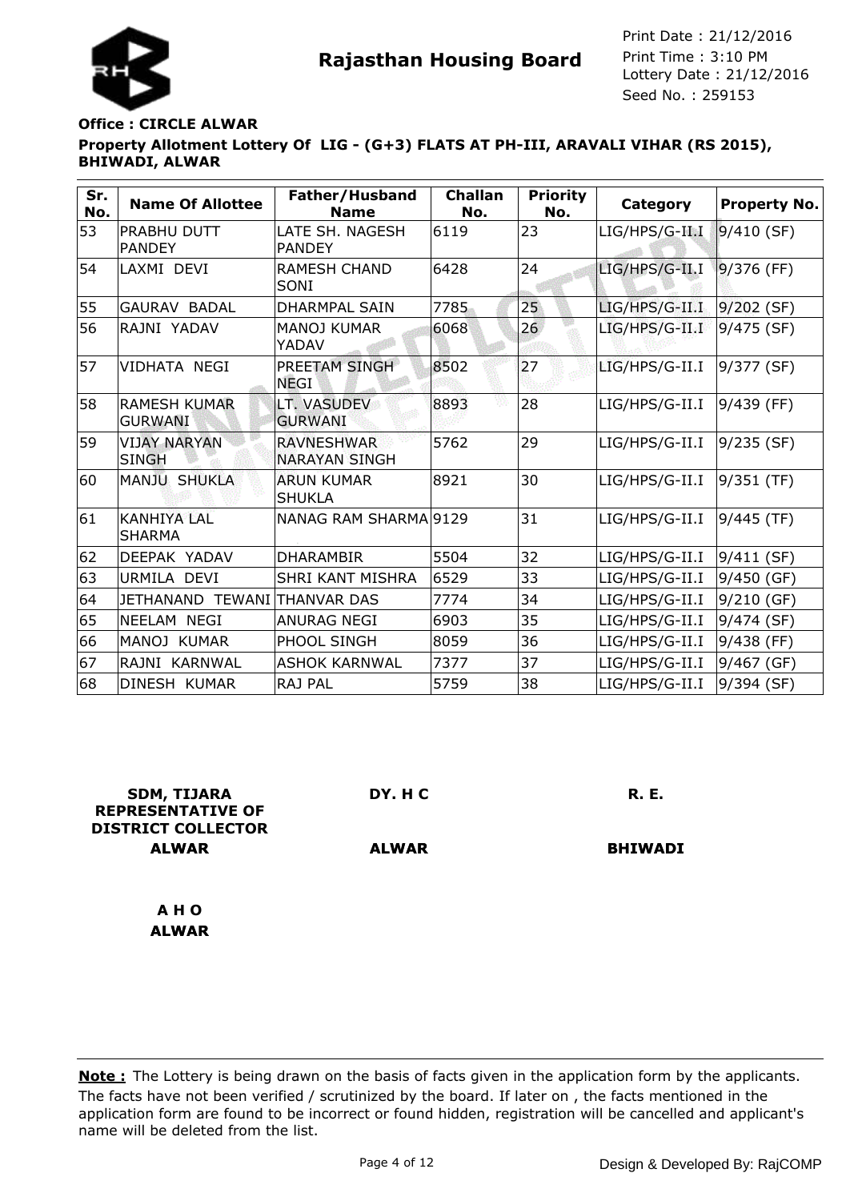**Rajasthan Housing Board**

Print Date : 21/12/2016
Print Time : 3:10 PM
Lottery Date : 21/12/2016
Seed No. : 259153

**Office : CIRCLE ALWAR**

**Property Allotment Lottery Of LIG - (G+3) FLATS AT PH-III, ARAVALI VIHAR (RS 2015), BHIWADI, ALWAR**

| Sr. No. | Name Of Allottee | Father/Husband Name | Challan No. | Priority No. | Category | Property No. |
|---|---|---|---|---|---|---|
| 53 | PRABHU DUTT PANDEY | LATE SH. NAGESH PANDEY | 6119 | 23 | LIG/HPS/G-II.I | 9/410 (SF) |
| 54 | LAXMI DEVI | RAMESH CHAND SONI | 6428 | 24 | LIG/HPS/G-II.I | 9/376 (FF) |
| 55 | GAURAV BADAL | DHARMPAL SAIN | 7785 | 25 | LIG/HPS/G-II.I | 9/202 (SF) |
| 56 | RAJNI YADAV | MANOJ KUMAR YADAV | 6068 | 26 | LIG/HPS/G-II.I | 9/475 (SF) |
| 57 | VIDHATA NEGI | PREETAM SINGH NEGI | 8502 | 27 | LIG/HPS/G-II.I | 9/377 (SF) |
| 58 | RAMESH KUMAR GURWANI | LT. VASUDEV GURWANI | 8893 | 28 | LIG/HPS/G-II.I | 9/439 (FF) |
| 59 | VIJAY NARYAN SINGH | RAVNESHWAR NARAYAN SINGH | 5762 | 29 | LIG/HPS/G-II.I | 9/235 (SF) |
| 60 | MANJU SHUKLA | ARUN KUMAR SHUKLA | 8921 | 30 | LIG/HPS/G-II.I | 9/351 (TF) |
| 61 | KANHIYA LAL SHARMA | NANAG RAM SHARMA | 9129 | 31 | LIG/HPS/G-II.I | 9/445 (TF) |
| 62 | DEEPAK YADAV | DHARAMBIR | 5504 | 32 | LIG/HPS/G-II.I | 9/411 (SF) |
| 63 | URMILA DEVI | SHRI KANT MISHRA | 6529 | 33 | LIG/HPS/G-II.I | 9/450 (GF) |
| 64 | JETHANAND TEWANI | THANVAR DAS | 7774 | 34 | LIG/HPS/G-II.I | 9/210 (GF) |
| 65 | NEELAM NEGI | ANURAG NEGI | 6903 | 35 | LIG/HPS/G-II.I | 9/474 (SF) |
| 66 | MANOJ KUMAR | PHOOL SINGH | 8059 | 36 | LIG/HPS/G-II.I | 9/438 (FF) |
| 67 | RAJNI KARNWAL | ASHOK KARNWAL | 7377 | 37 | LIG/HPS/G-II.I | 9/467 (GF) |
| 68 | DINESH KUMAR | RAJ PAL | 5759 | 38 | LIG/HPS/G-II.I | 9/394 (SF) |

**SDM, TIJARA REPRESENTATIVE OF DISTRICT COLLECTOR ALWAR**

**DY. H C ALWAR**

**R. E. BHIWADI**

**A H O ALWAR**

**Note :** The Lottery is being drawn on the basis of facts given in the application form by the applicants. The facts have not been verified / scrutinized by the board. If later on , the facts mentioned in the application form are found to be incorrect or found hidden, registration will be cancelled and applicant's name will be deleted from the list.

Design & Developed By: RajCOMP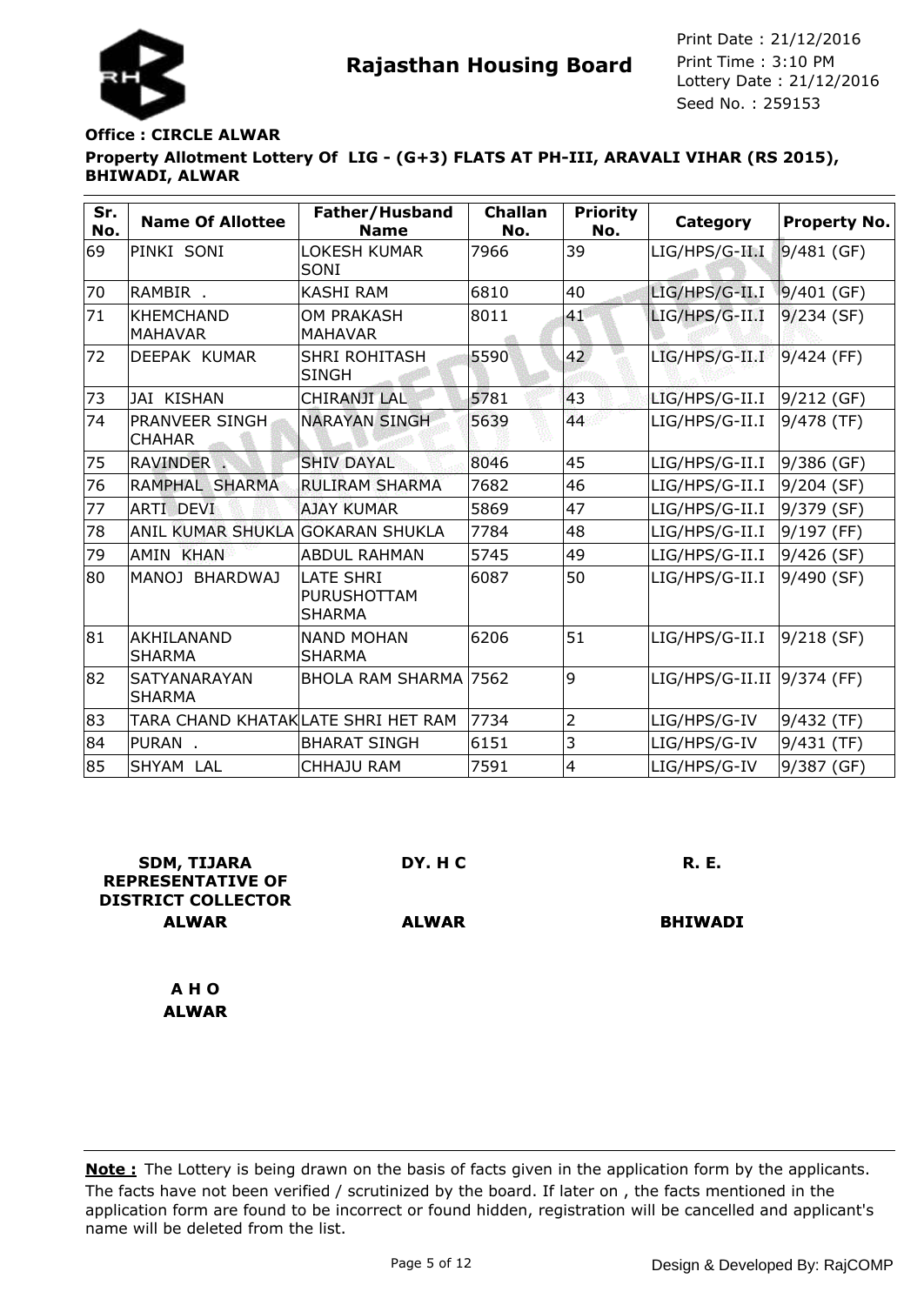**Rajasthan Housing Board**

Print Date : 21/12/2016
Print Time : 3:10 PM
Lottery Date : 21/12/2016
Seed No. : 259153

**Office : CIRCLE ALWAR**

**Property Allotment Lottery Of LIG - (G+3) FLATS AT PH-III, ARAVALI VIHAR (RS 2015), BHIWADI, ALWAR**

| Sr. No. | Name Of Allottee | Father/Husband Name | Challan No. | Priority No. | Category | Property No. |
|---|---|---|---|---|---|---|
| 69 | PINKI SONI | LOKESH KUMAR SONI | 7966 | 39 | LIG/HPS/G-II.I | 9/481 (GF) |
| 70 | RAMBIR . | KASHI RAM | 6810 | 40 | LIG/HPS/G-II.I | 9/401 (GF) |
| 71 | KHEMCHAND MAHAVAR | OM PRAKASH MAHAVAR | 8011 | 41 | LIG/HPS/G-II.I | 9/234 (SF) |
| 72 | DEEPAK KUMAR | SHRI ROHITASH SINGH | 5590 | 42 | LIG/HPS/G-II.I | 9/424 (FF) |
| 73 | JAI KISHAN | CHIRANJI LAL | 5781 | 43 | LIG/HPS/G-II.I | 9/212 (GF) |
| 74 | PRANVEER SINGH CHAHAR | NARAYAN SINGH | 5639 | 44 | LIG/HPS/G-II.I | 9/478 (TF) |
| 75 | RAVINDER . | SHIV DAYAL | 8046 | 45 | LIG/HPS/G-II.I | 9/386 (GF) |
| 76 | RAMPHAL SHARMA | RULIRAM SHARMA | 7682 | 46 | LIG/HPS/G-II.I | 9/204 (SF) |
| 77 | ARTI DEVI | AJAY KUMAR | 5869 | 47 | LIG/HPS/G-II.I | 9/379 (SF) |
| 78 | ANIL KUMAR SHUKLA | GOKARAN SHUKLA | 7784 | 48 | LIG/HPS/G-II.I | 9/197 (FF) |
| 79 | AMIN KHAN | ABDUL RAHMAN | 5745 | 49 | LIG/HPS/G-II.I | 9/426 (SF) |
| 80 | MANOJ BHARDWAJ | LATE SHRI PURUSHOTTAM SHARMA | 6087 | 50 | LIG/HPS/G-II.I | 9/490 (SF) |
| 81 | AKHILANAND SHARMA | NAND MOHAN SHARMA | 6206 | 51 | LIG/HPS/G-II.I | 9/218 (SF) |
| 82 | SATYANARAYAN SHARMA | BHOLA RAM SHARMA | 7562 | 9 | LIG/HPS/G-II.II | 9/374 (FF) |
| 83 | TARA CHAND KHATAK | LATE SHRI HET RAM | 7734 | 2 | LIG/HPS/G-IV | 9/432 (TF) |
| 84 | PURAN . | BHARAT SINGH | 6151 | 3 | LIG/HPS/G-IV | 9/431 (TF) |
| 85 | SHYAM LAL | CHHAJU RAM | 7591 | 4 | LIG/HPS/G-IV | 9/387 (GF) |

**SDM, TIJARA REPRESENTATIVE OF DISTRICT COLLECTOR**
**ALWAR**

**DY. H C**
**ALWAR**

**R. E.**
**BHIWADI**

**A H O**
**ALWAR**

**Note :** The Lottery is being drawn on the basis of facts given in the application form by the applicants. The facts have not been verified / scrutinized by the board. If later on , the facts mentioned in the application form are found to be incorrect or found hidden, registration will be cancelled and applicant's name will be deleted from the list.

Design & Developed By: RajCOMP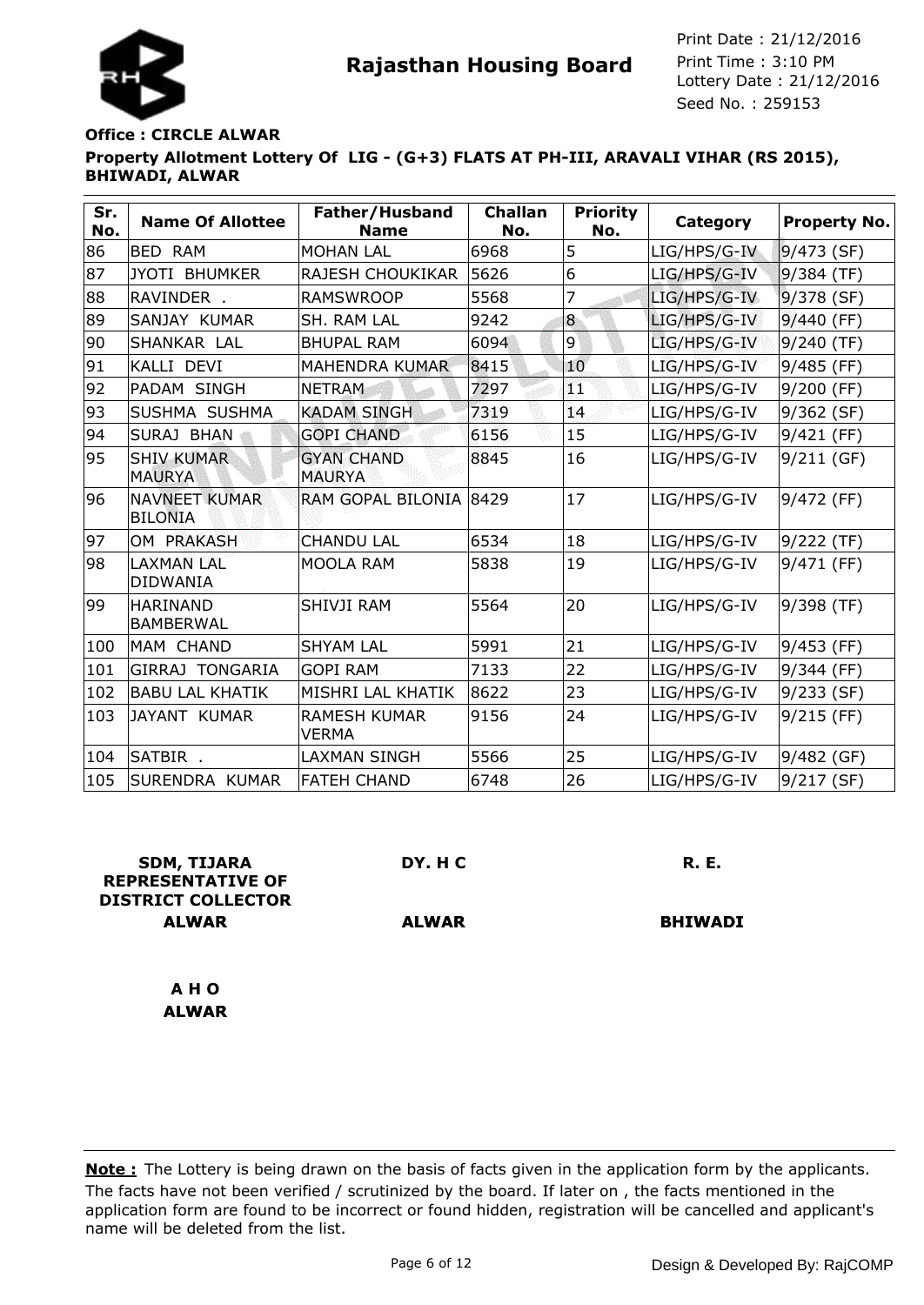**Rajasthan Housing Board**

Print Date : 21/12/2016
Print Time : 3:10 PM
Lottery Date : 21/12/2016
Seed No. : 259153

**Office : CIRCLE ALWAR**

**Property Allotment Lottery Of LIG - (G+3) FLATS AT PH-III, ARAVALI VIHAR (RS 2015), BHIWADI, ALWAR**

| Sr. No. | Name Of Allottee | Father/Husband Name | Challan No. | Priority No. | Category | Property No. |
|---|---|---|---|---|---|---|
| 86 | BED RAM | MOHAN LAL | 6968 | 5 | LIG/HPS/G-IV | 9/473 (SF) |
| 87 | JYOTI BHUMKER | RAJESH CHOUKIKAR | 5626 | 6 | LIG/HPS/G-IV | 9/384 (TF) |
| 88 | RAVINDER . | RAMSWROOP | 5568 | 7 | LIG/HPS/G-IV | 9/378 (SF) |
| 89 | SANJAY KUMAR | SH. RAM LAL | 9242 | 8 | LIG/HPS/G-IV | 9/440 (FF) |
| 90 | SHANKAR LAL | BHUPAL RAM | 6094 | 9 | LIG/HPS/G-IV | 9/240 (TF) |
| 91 | KALLI DEVI | MAHENDRA KUMAR | 8415 | 10 | LIG/HPS/G-IV | 9/485 (FF) |
| 92 | PADAM SINGH | NETRAM | 7297 | 11 | LIG/HPS/G-IV | 9/200 (FF) |
| 93 | SUSHMA SUSHMA | KADAM SINGH | 7319 | 14 | LIG/HPS/G-IV | 9/362 (SF) |
| 94 | SURAJ BHAN | GOPI CHAND | 6156 | 15 | LIG/HPS/G-IV | 9/421 (FF) |
| 95 | SHIV KUMAR MAURYA | GYAN CHAND MAURYA | 8845 | 16 | LIG/HPS/G-IV | 9/211 (GF) |
| 96 | NAVNEET KUMAR BILONIA | RAM GOPAL BILONIA | 8429 | 17 | LIG/HPS/G-IV | 9/472 (FF) |
| 97 | OM PRAKASH | CHANDU LAL | 6534 | 18 | LIG/HPS/G-IV | 9/222 (TF) |
| 98 | LAXMAN LAL DIDWANIA | MOOLA RAM | 5838 | 19 | LIG/HPS/G-IV | 9/471 (FF) |
| 99 | HARINAND BAMBERWAL | SHIVJI RAM | 5564 | 20 | LIG/HPS/G-IV | 9/398 (TF) |
| 100 | MAM CHAND | SHYAM LAL | 5991 | 21 | LIG/HPS/G-IV | 9/453 (FF) |
| 101 | GIRRAJ TONGARIA | GOPI RAM | 7133 | 22 | LIG/HPS/G-IV | 9/344 (FF) |
| 102 | BABU LAL KHATIK | MISHRI LAL KHATIK | 8622 | 23 | LIG/HPS/G-IV | 9/233 (SF) |
| 103 | JAYANT KUMAR | RAMESH KUMAR VERMA | 9156 | 24 | LIG/HPS/G-IV | 9/215 (FF) |
| 104 | SATBIR . | LAXMAN SINGH | 5566 | 25 | LIG/HPS/G-IV | 9/482 (GF) |
| 105 | SURENDRA KUMAR | FATEH CHAND | 6748 | 26 | LIG/HPS/G-IV | 9/217 (SF) |

**SDM, TIJARA REPRESENTATIVE OF DISTRICT COLLECTOR ALWAR**

**DY. H C ALWAR**

**R. E. BHIWADI**

**A H O ALWAR**

**Note :** The Lottery is being drawn on the basis of facts given in the application form by the applicants. The facts have not been verified / scrutinized by the board. If later on , the facts mentioned in the application form are found to be incorrect or found hidden, registration will be cancelled and applicant's name will be deleted from the list.

Design & Developed By: RajCOMP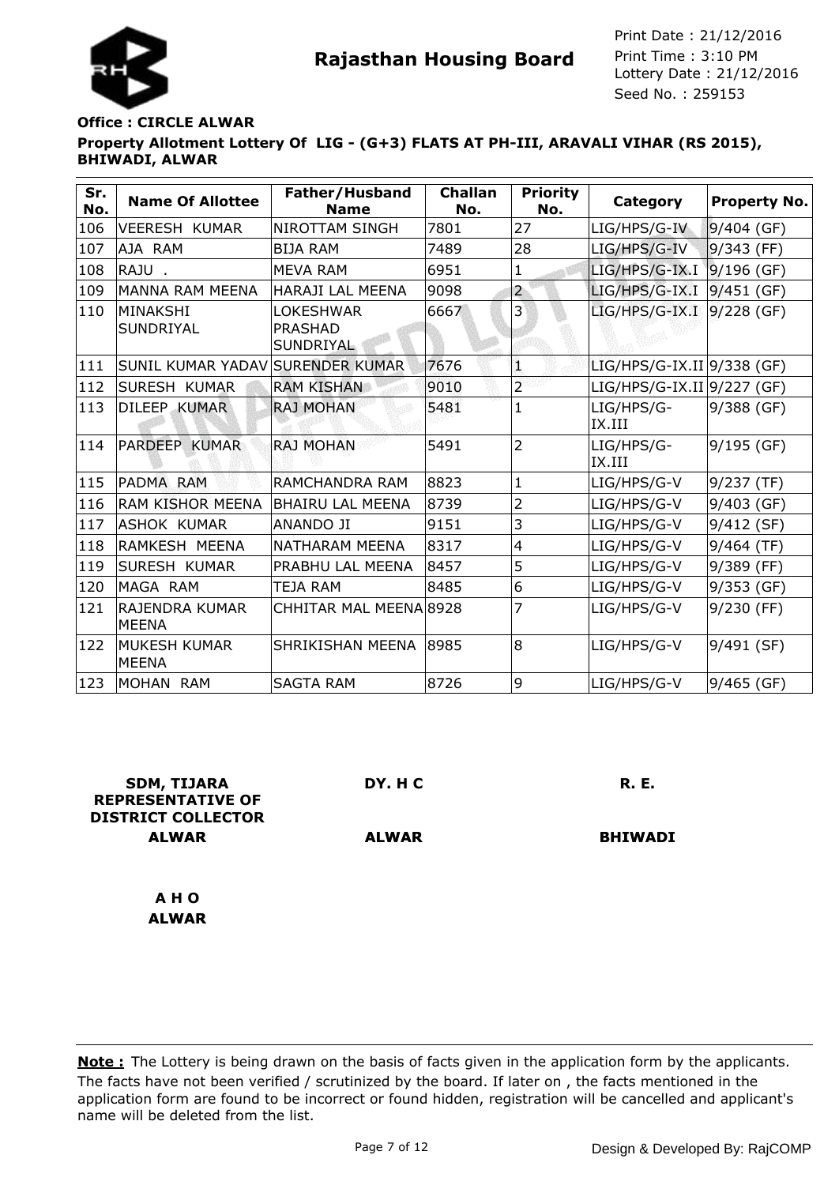# Rajasthan Housing Board

Print Date : 21/12/2016
Print Time : 3:10 PM
Lottery Date : 21/12/2016
Seed No. : 259153

**Office : CIRCLE ALWAR**

**Property Allotment Lottery Of LIG - (G+3) FLATS AT PH-III, ARAVALI VIHAR (RS 2015), BHIWADI, ALWAR**

| Sr. No. | Name Of Allottee | Father/Husband Name | Challan No. | Priority No. | Category | Property No. |
|---|---|---|---|---|---|---|
| 106 | VEERESH KUMAR | NIROTTAM SINGH | 7801 | 27 | LIG/HPS/G-IV | 9/404 (GF) |
| 107 | AJA RAM | BIJA RAM | 7489 | 28 | LIG/HPS/G-IV | 9/343 (FF) |
| 108 | RAJU . | MEVA RAM | 6951 | 1 | LIG/HPS/G-IX.I | 9/196 (GF) |
| 109 | MANNA RAM MEENA | HARAJI LAL MEENA | 9098 | 2 | LIG/HPS/G-IX.I | 9/451 (GF) |
| 110 | MINAKSHI SUNDRIYAL | LOKESHWAR PRASHAD SUNDRIYAL | 6667 | 3 | LIG/HPS/G-IX.I | 9/228 (GF) |
| 111 | SUNIL KUMAR YADAV | SURENDER KUMAR | 7676 | 1 | LIG/HPS/G-IX.II | 9/338 (GF) |
| 112 | SURESH KUMAR | RAM KISHAN | 9010 | 2 | LIG/HPS/G-IX.II | 9/227 (GF) |
| 113 | DILEEP KUMAR | RAJ MOHAN | 5481 | 1 | LIG/HPS/G-IX.III | 9/388 (GF) |
| 114 | PARDEEP KUMAR | RAJ MOHAN | 5491 | 2 | LIG/HPS/G-IX.III | 9/195 (GF) |
| 115 | PADMA RAM | RAMCHANDRA RAM | 8823 | 1 | LIG/HPS/G-V | 9/237 (TF) |
| 116 | RAM KISHOR MEENA | BHAIRU LAL MEENA | 8739 | 2 | LIG/HPS/G-V | 9/403 (GF) |
| 117 | ASHOK KUMAR | ANANDO JI | 9151 | 3 | LIG/HPS/G-V | 9/412 (SF) |
| 118 | RAMKESH MEENA | NATHARAM MEENA | 8317 | 4 | LIG/HPS/G-V | 9/464 (TF) |
| 119 | SURESH KUMAR | PRABHU LAL MEENA | 8457 | 5 | LIG/HPS/G-V | 9/389 (FF) |
| 120 | MAGA RAM | TEJA RAM | 8485 | 6 | LIG/HPS/G-V | 9/353 (GF) |
| 121 | RAJENDRA KUMAR MEENA | CHHITAR MAL MEENA | 8928 | 7 | LIG/HPS/G-V | 9/230 (FF) |
| 122 | MUKESH KUMAR MEENA | SHRIKISHAN MEENA | 8985 | 8 | LIG/HPS/G-V | 9/491 (SF) |
| 123 | MOHAN RAM | SAGTA RAM | 8726 | 9 | LIG/HPS/G-V | 9/465 (GF) |

**SDM, TIJARA REPRESENTATIVE OF DISTRICT COLLECTOR**
**ALWAR**

**DY. H C**
**ALWAR**

**R. E.**
**BHIWADI**

**A H O**
**ALWAR**

**Note :** The Lottery is being drawn on the basis of facts given in the application form by the applicants. The facts have not been verified / scrutinized by the board. If later on , the facts mentioned in the application form are found to be incorrect or found hidden, registration will be cancelled and applicant's name will be deleted from the list.

Design & Developed By: RajCOMP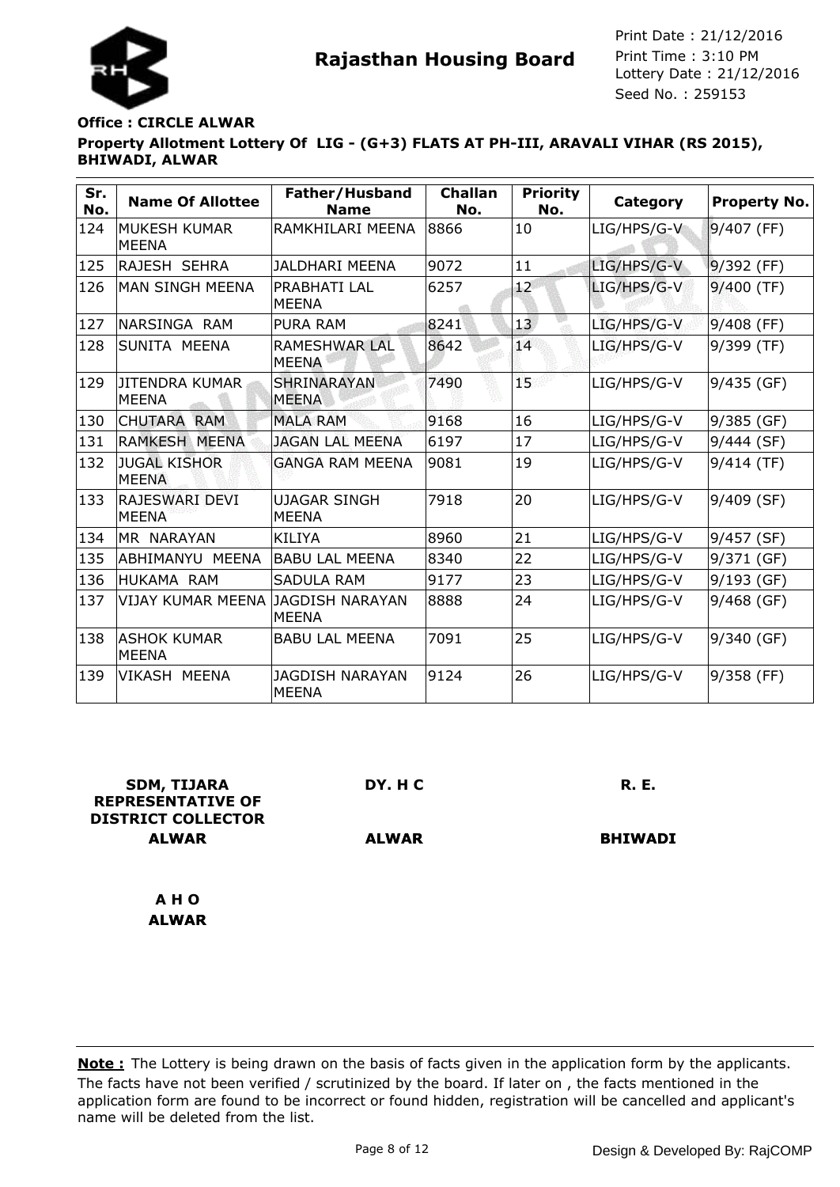# Rajasthan Housing Board

Print Date : 21/12/2016
Print Time : 3:10 PM
Lottery Date : 21/12/2016
Seed No. : 259153

**Office : CIRCLE ALWAR**

**Property Allotment Lottery Of LIG - (G+3) FLATS AT PH-III, ARAVALI VIHAR (RS 2015), BHIWADI, ALWAR**

| Sr. No. | Name Of Allottee | Father/Husband Name | Challan No. | Priority No. | Category | Property No. |
|---|---|---|---|---|---|---|
| 124 | MUKESH KUMAR MEENA | RAMKHILARI MEENA | 8866 | 10 | LIG/HPS/G-V | 9/407 (FF) |
| 125 | RAJESH SEHRA | JALDHARI MEENA | 9072 | 11 | LIG/HPS/G-V | 9/392 (FF) |
| 126 | MAN SINGH MEENA | PRABHATI LAL MEENA | 6257 | 12 | LIG/HPS/G-V | 9/400 (TF) |
| 127 | NARSINGA RAM | PURA RAM | 8241 | 13 | LIG/HPS/G-V | 9/408 (FF) |
| 128 | SUNITA MEENA | RAMESHWAR LAL MEENA | 8642 | 14 | LIG/HPS/G-V | 9/399 (TF) |
| 129 | JITENDRA KUMAR MEENA | SHRINARAYAN MEENA | 7490 | 15 | LIG/HPS/G-V | 9/435 (GF) |
| 130 | CHUTARA RAM | MALA RAM | 9168 | 16 | LIG/HPS/G-V | 9/385 (GF) |
| 131 | RAMKESH MEENA | JAGAN LAL MEENA | 6197 | 17 | LIG/HPS/G-V | 9/444 (SF) |
| 132 | JUGAL KISHOR MEENA | GANGA RAM MEENA | 9081 | 19 | LIG/HPS/G-V | 9/414 (TF) |
| 133 | RAJESWARI DEVI MEENA | UJAGAR SINGH MEENA | 7918 | 20 | LIG/HPS/G-V | 9/409 (SF) |
| 134 | MR NARAYAN | KILIYA | 8960 | 21 | LIG/HPS/G-V | 9/457 (SF) |
| 135 | ABHIMANYU MEENA | BABU LAL MEENA | 8340 | 22 | LIG/HPS/G-V | 9/371 (GF) |
| 136 | HUKAMA RAM | SADULA RAM | 9177 | 23 | LIG/HPS/G-V | 9/193 (GF) |
| 137 | VIJAY KUMAR MEENA | JAGDISH NARAYAN MEENA | 8888 | 24 | LIG/HPS/G-V | 9/468 (GF) |
| 138 | ASHOK KUMAR MEENA | BABU LAL MEENA | 7091 | 25 | LIG/HPS/G-V | 9/340 (GF) |
| 139 | VIKASH MEENA | JAGDISH NARAYAN MEENA | 9124 | 26 | LIG/HPS/G-V | 9/358 (FF) |

**SDM, TIJARA REPRESENTATIVE OF DISTRICT COLLECTOR ALWAR**

**DY. H C ALWAR**

**R. E. BHIWADI**

**A H O ALWAR**

**Note :** The Lottery is being drawn on the basis of facts given in the application form by the applicants. The facts have not been verified / scrutinized by the board. If later on , the facts mentioned in the application form are found to be incorrect or found hidden, registration will be cancelled and applicant's name will be deleted from the list.

Design & Developed By: RajCOMP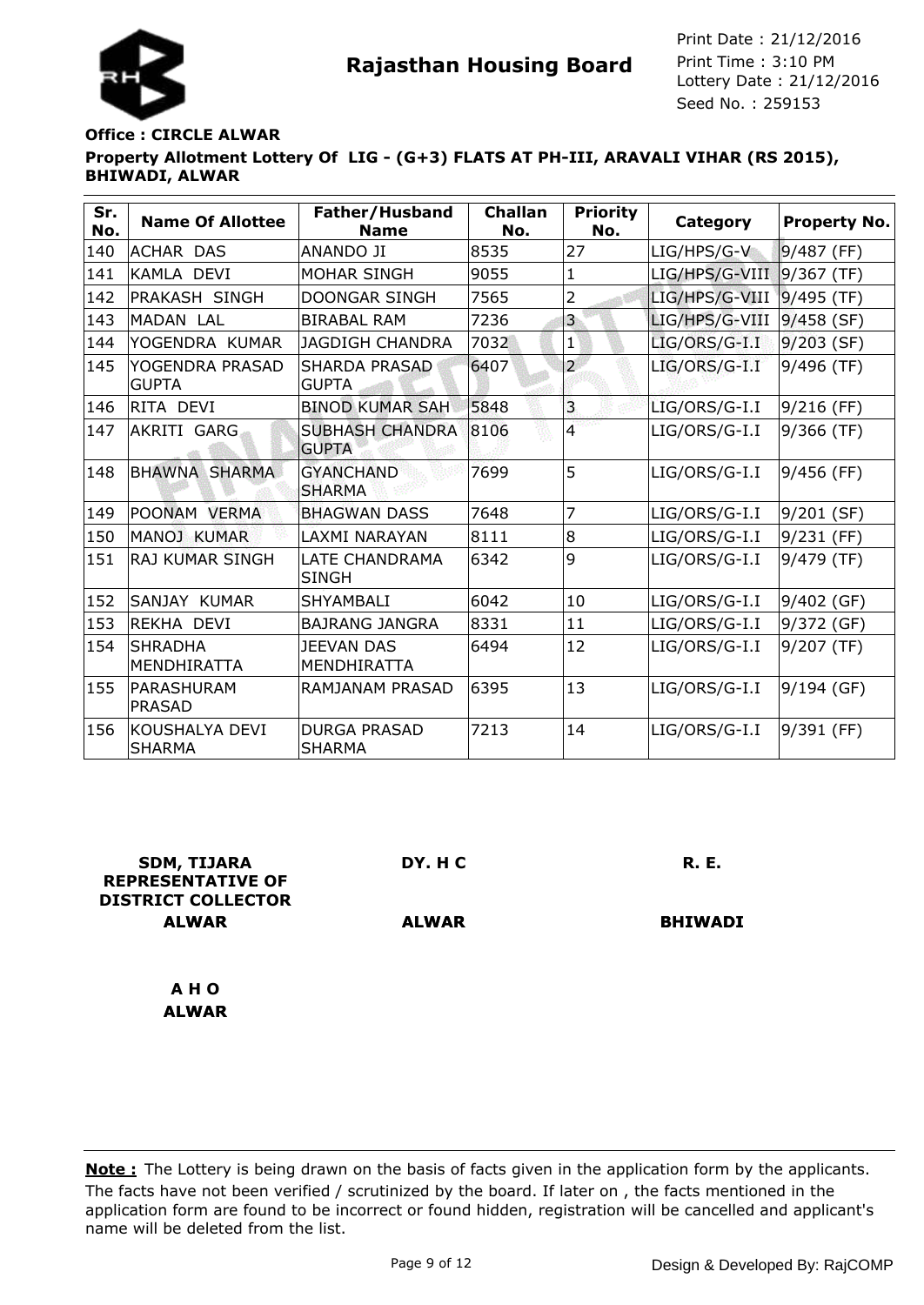# Rajasthan Housing Board

Print Date : 21/12/2016
Print Time : 3:10 PM
Lottery Date : 21/12/2016
Seed No. : 259153

**Office : CIRCLE ALWAR**

**Property Allotment Lottery Of LIG - (G+3) FLATS AT PH-III, ARAVALI VIHAR (RS 2015), BHIWADI, ALWAR**

| Sr. No. | Name Of Allottee | Father/Husband Name | Challan No. | Priority No. | Category | Property No. |
|---|---|---|---|---|---|---|
| 140 | ACHAR DAS | ANANDO JI | 8535 | 27 | LIG/HPS/G-V | 9/487 (FF) |
| 141 | KAMLA DEVI | MOHAR SINGH | 9055 | 1 | LIG/HPS/G-VIII | 9/367 (TF) |
| 142 | PRAKASH SINGH | DOONGAR SINGH | 7565 | 2 | LIG/HPS/G-VIII | 9/495 (TF) |
| 143 | MADAN LAL | BIRABAL RAM | 7236 | 3 | LIG/HPS/G-VIII | 9/458 (SF) |
| 144 | YOGENDRA KUMAR | JAGDIGH CHANDRA | 7032 | 1 | LIG/ORS/G-I.I | 9/203 (SF) |
| 145 | YOGENDRA PRASAD GUPTA | SHARDA PRASAD GUPTA | 6407 | 2 | LIG/ORS/G-I.I | 9/496 (TF) |
| 146 | RITA DEVI | BINOD KUMAR SAH | 5848 | 3 | LIG/ORS/G-I.I | 9/216 (FF) |
| 147 | AKRITI GARG | SUBHASH CHANDRA GUPTA | 8106 | 4 | LIG/ORS/G-I.I | 9/366 (TF) |
| 148 | BHAWNA SHARMA | GYANCHAND SHARMA | 7699 | 5 | LIG/ORS/G-I.I | 9/456 (FF) |
| 149 | POONAM VERMA | BHAGWAN DASS | 7648 | 7 | LIG/ORS/G-I.I | 9/201 (SF) |
| 150 | MANOJ KUMAR | LAXMI NARAYAN | 8111 | 8 | LIG/ORS/G-I.I | 9/231 (FF) |
| 151 | RAJ KUMAR SINGH | LATE CHANDRAMA SINGH | 6342 | 9 | LIG/ORS/G-I.I | 9/479 (TF) |
| 152 | SANJAY KUMAR | SHYAMBALI | 6042 | 10 | LIG/ORS/G-I.I | 9/402 (GF) |
| 153 | REKHA DEVI | BAJRANG JANGRA | 8331 | 11 | LIG/ORS/G-I.I | 9/372 (GF) |
| 154 | SHRADHA MENDHIRATTA | JEEVAN DAS MENDHIRATTA | 6494 | 12 | LIG/ORS/G-I.I | 9/207 (TF) |
| 155 | PARASHURAM PRASAD | RAMJANAM PRASAD | 6395 | 13 | LIG/ORS/G-I.I | 9/194 (GF) |
| 156 | KOUSHALYA DEVI SHARMA | DURGA PRASAD SHARMA | 7213 | 14 | LIG/ORS/G-I.I | 9/391 (FF) |

**SDM, TIJARA REPRESENTATIVE OF DISTRICT COLLECTOR**
**ALWAR**

**DY. H C**
**ALWAR**

**R. E.**
**BHIWADI**

**A H O**
**ALWAR**

**Note :** The Lottery is being drawn on the basis of facts given in the application form by the applicants. The facts have not been verified / scrutinized by the board. If later on , the facts mentioned in the application form are found to be incorrect or found hidden, registration will be cancelled and applicant's name will be deleted from the list.

Design & Developed By: RajCOMP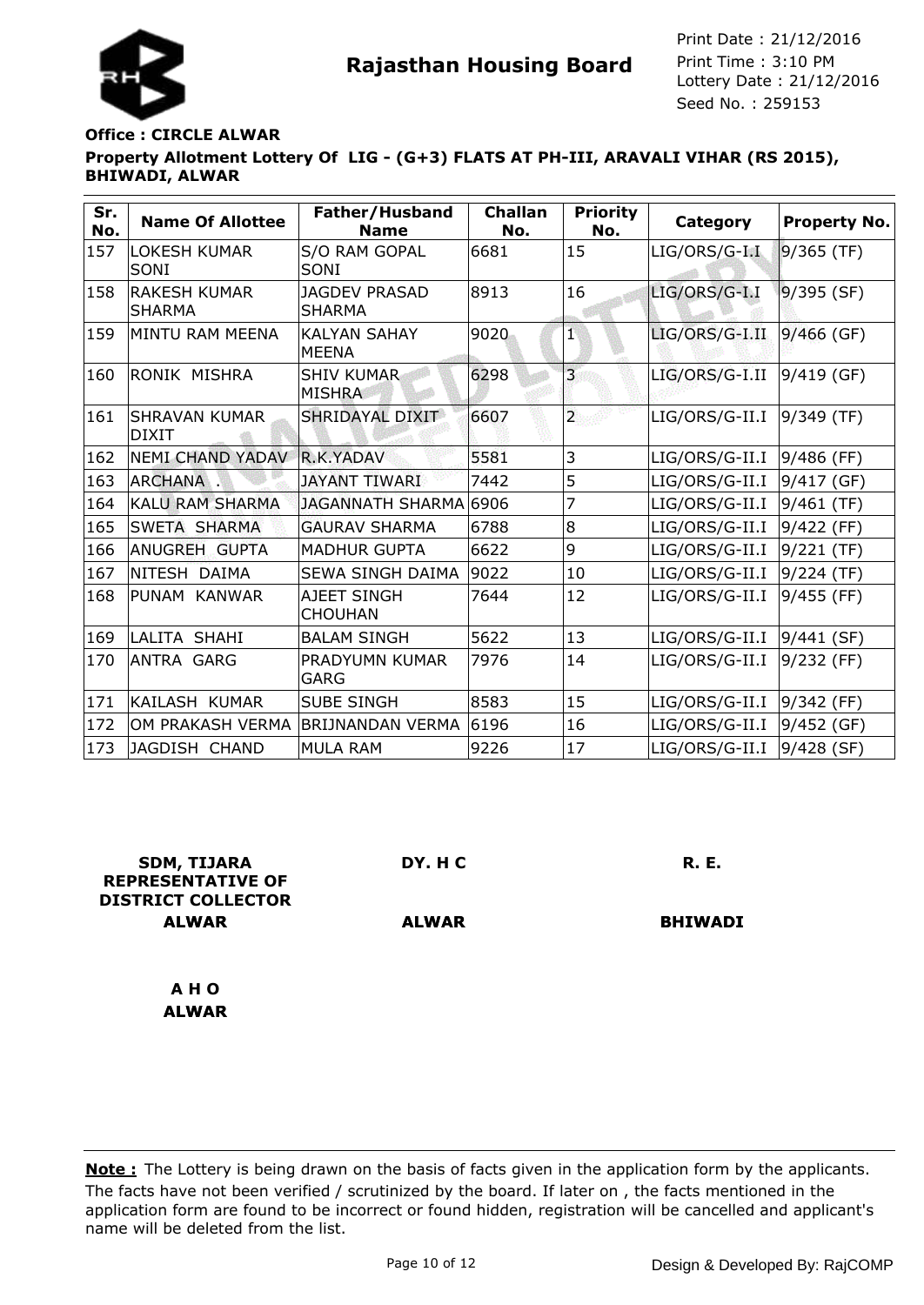# Rajasthan Housing Board

Print Date : 21/12/2016
Print Time : 3:10 PM
Lottery Date : 21/12/2016
Seed No. : 259153

**Office : CIRCLE ALWAR**

**Property Allotment Lottery Of LIG - (G+3) FLATS AT PH-III, ARAVALI VIHAR (RS 2015), BHIWADI, ALWAR**

| Sr. No. | Name Of Allottee | Father/Husband Name | Challan No. | Priority No. | Category | Property No. |
|---|---|---|---|---|---|---|
| 157 | LOKESH KUMAR SONI | S/O RAM GOPAL SONI | 6681 | 15 | LIG/ORS/G-I.I | 9/365 (TF) |
| 158 | RAKESH KUMAR SHARMA | JAGDEV PRASAD SHARMA | 8913 | 16 | LIG/ORS/G-I.I | 9/395 (SF) |
| 159 | MINTU RAM MEENA | KALYAN SAHAY MEENA | 9020 | 1 | LIG/ORS/G-I.II | 9/466 (GF) |
| 160 | RONIK MISHRA | SHIV KUMAR MISHRA | 6298 | 3 | LIG/ORS/G-I.II | 9/419 (GF) |
| 161 | SHRAVAN KUMAR DIXIT | SHRIDAYAL DIXIT | 6607 | 2 | LIG/ORS/G-II.I | 9/349 (TF) |
| 162 | NEMI CHAND YADAV | R.K.YADAV | 5581 | 3 | LIG/ORS/G-II.I | 9/486 (FF) |
| 163 | ARCHANA . | JAYANT TIWARI | 7442 | 5 | LIG/ORS/G-II.I | 9/417 (GF) |
| 164 | KALU RAM SHARMA | JAGANNATH SHARMA | 6906 | 7 | LIG/ORS/G-II.I | 9/461 (TF) |
| 165 | SWETA SHARMA | GAURAV SHARMA | 6788 | 8 | LIG/ORS/G-II.I | 9/422 (FF) |
| 166 | ANUGREH GUPTA | MADHUR GUPTA | 6622 | 9 | LIG/ORS/G-II.I | 9/221 (TF) |
| 167 | NITESH DAIMA | SEWA SINGH DAIMA | 9022 | 10 | LIG/ORS/G-II.I | 9/224 (TF) |
| 168 | PUNAM KANWAR | AJEET SINGH CHOUHAN | 7644 | 12 | LIG/ORS/G-II.I | 9/455 (FF) |
| 169 | LALITA SHAHI | BALAM SINGH | 5622 | 13 | LIG/ORS/G-II.I | 9/441 (SF) |
| 170 | ANTRA GARG | PRADYUMN KUMAR GARG | 7976 | 14 | LIG/ORS/G-II.I | 9/232 (FF) |
| 171 | KAILASH KUMAR | SUBE SINGH | 8583 | 15 | LIG/ORS/G-II.I | 9/342 (FF) |
| 172 | OM PRAKASH VERMA | BRIJNANDAN VERMA | 6196 | 16 | LIG/ORS/G-II.I | 9/452 (GF) |
| 173 | JAGDISH CHAND | MULA RAM | 9226 | 17 | LIG/ORS/G-II.I | 9/428 (SF) |

**SDM, TIJARA REPRESENTATIVE OF DISTRICT COLLECTOR**
**ALWAR**

**DY. H C**
**ALWAR**

**R. E.**
**BHIWADI**

**A H O**
**ALWAR**

**Note :** The Lottery is being drawn on the basis of facts given in the application form by the applicants. The facts have not been verified / scrutinized by the board. If later on , the facts mentioned in the application form are found to be incorrect or found hidden, registration will be cancelled and applicant's name will be deleted from the list.

Design & Developed By: RajCOMP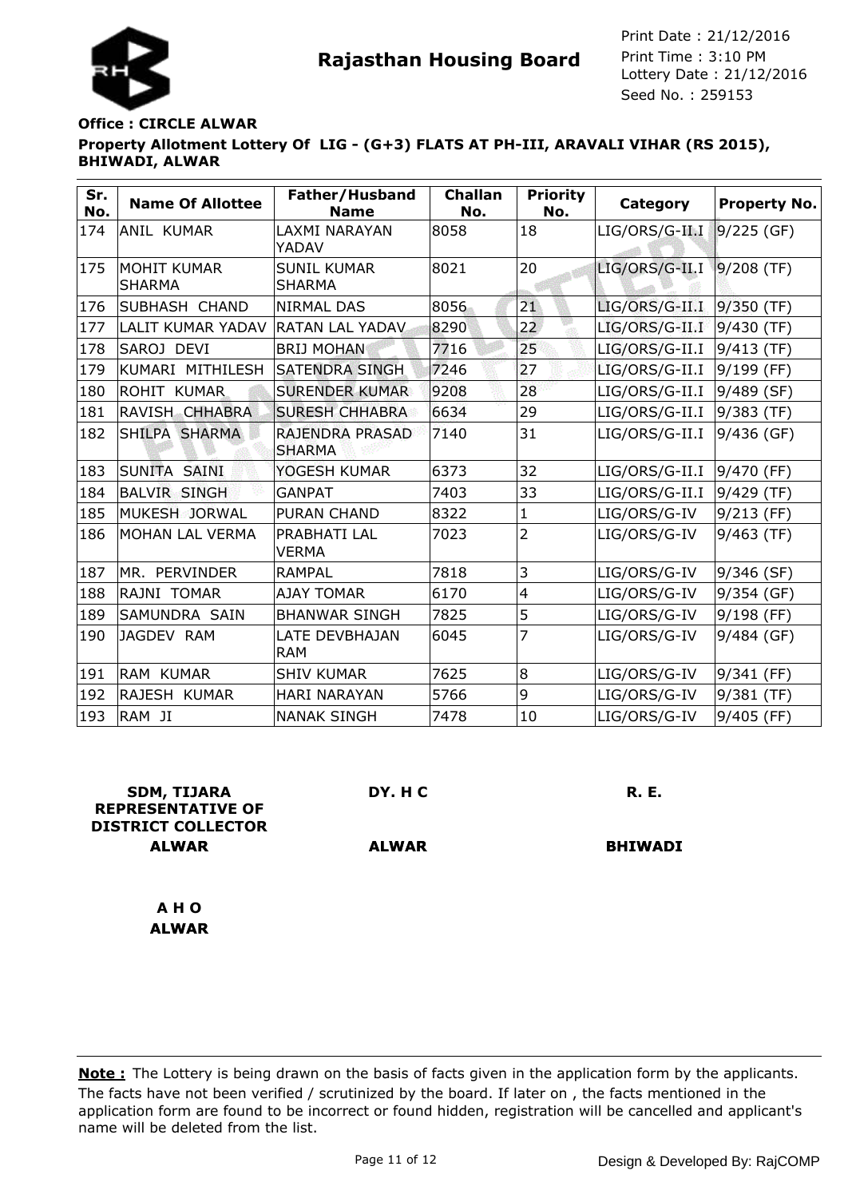# Rajasthan Housing Board

Print Date : 21/12/2016
Print Time : 3:10 PM
Lottery Date : 21/12/2016
Seed No. : 259153

**Office : CIRCLE ALWAR**

**Property Allotment Lottery Of LIG - (G+3) FLATS AT PH-III, ARAVALI VIHAR (RS 2015), BHIWADI, ALWAR**

| Sr. No. | Name Of Allottee | Father/Husband Name | Challan No. | Priority No. | Category | Property No. |
|---|---|---|---|---|---|---|
| 174 | ANIL KUMAR | LAXMI NARAYAN YADAV | 8058 | 18 | LIG/ORS/G-II.I | 9/225 (GF) |
| 175 | MOHIT KUMAR SHARMA | SUNIL KUMAR SHARMA | 8021 | 20 | LIG/ORS/G-II.I | 9/208 (TF) |
| 176 | SUBHASH CHAND | NIRMAL DAS | 8056 | 21 | LIG/ORS/G-II.I | 9/350 (TF) |
| 177 | LALIT KUMAR YADAV | RATAN LAL YADAV | 8290 | 22 | LIG/ORS/G-II.I | 9/430 (TF) |
| 178 | SAROJ DEVI | BRIJ MOHAN | 7716 | 25 | LIG/ORS/G-II.I | 9/413 (TF) |
| 179 | KUMARI MITHILESH | SATENDRA SINGH | 7246 | 27 | LIG/ORS/G-II.I | 9/199 (FF) |
| 180 | ROHIT KUMAR | SURENDER KUMAR | 9208 | 28 | LIG/ORS/G-II.I | 9/489 (SF) |
| 181 | RAVISH CHHABRA | SURESH CHHABRA | 6634 | 29 | LIG/ORS/G-II.I | 9/383 (TF) |
| 182 | SHILPA SHARMA | RAJENDRA PRASAD SHARMA | 7140 | 31 | LIG/ORS/G-II.I | 9/436 (GF) |
| 183 | SUNITA SAINI | YOGESH KUMAR | 6373 | 32 | LIG/ORS/G-II.I | 9/470 (FF) |
| 184 | BALVIR SINGH | GANPAT | 7403 | 33 | LIG/ORS/G-II.I | 9/429 (TF) |
| 185 | MUKESH JORWAL | PURAN CHAND | 8322 | 1 | LIG/ORS/G-IV | 9/213 (FF) |
| 186 | MOHAN LAL VERMA | PRABHATI LAL VERMA | 7023 | 2 | LIG/ORS/G-IV | 9/463 (TF) |
| 187 | MR. PERVINDER | RAMPAL | 7818 | 3 | LIG/ORS/G-IV | 9/346 (SF) |
| 188 | RAJNI TOMAR | AJAY TOMAR | 6170 | 4 | LIG/ORS/G-IV | 9/354 (GF) |
| 189 | SAMUNDRA SAIN | BHANWAR SINGH | 7825 | 5 | LIG/ORS/G-IV | 9/198 (FF) |
| 190 | JAGDEV RAM | LATE DEVBHAJAN RAM | 6045 | 7 | LIG/ORS/G-IV | 9/484 (GF) |
| 191 | RAM KUMAR | SHIV KUMAR | 7625 | 8 | LIG/ORS/G-IV | 9/341 (FF) |
| 192 | RAJESH KUMAR | HARI NARAYAN | 5766 | 9 | LIG/ORS/G-IV | 9/381 (TF) |
| 193 | RAM JI | NANAK SINGH | 7478 | 10 | LIG/ORS/G-IV | 9/405 (FF) |

**SDM, TIJARA REPRESENTATIVE OF DISTRICT COLLECTOR**
**ALWAR**

**DY. H C**
**ALWAR**

**R. E.**
**BHIWADI**

**A H O**
**ALWAR**

**Note :** The Lottery is being drawn on the basis of facts given in the application form by the applicants. The facts have not been verified / scrutinized by the board. If later on , the facts mentioned in the application form are found to be incorrect or found hidden, registration will be cancelled and applicant's name will be deleted from the list.

Design & Developed By: RajCOMP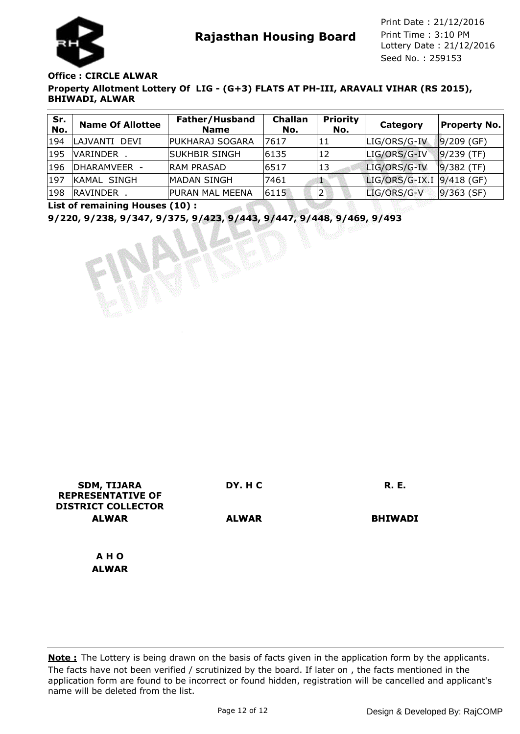**Rajasthan Housing Board**

Print Date : 21/12/2016
Print Time : 3:10 PM
Lottery Date : 21/12/2016
Seed No. : 259153

**Office : CIRCLE ALWAR**

**Property Allotment Lottery Of LIG - (G+3) FLATS AT PH-III, ARAVALI VIHAR (RS 2015), BHIWADI, ALWAR**

| Sr. No. | Name Of Allottee | Father/Husband Name | Challan No. | Priority No. | Category | Property No. |
|---|---|---|---|---|---|---|
| 194 | LAJVANTI DEVI | PUKHARAJ SOGARA | 7617 | 11 | LIG/ORS/G-IV | 9/209 (GF) |
| 195 | VARINDER . | SUKHBIR SINGH | 6135 | 12 | LIG/ORS/G-IV | 9/239 (TF) |
| 196 | DHARAMVEER - | RAM PRASAD | 6517 | 13 | LIG/ORS/G-IV | 9/382 (TF) |
| 197 | KAMAL SINGH | MADAN SINGH | 7461 | 1 | LIG/ORS/G-IX.I | 9/418 (GF) |
| 198 | RAVINDER . | PURAN MAL MEENA | 6115 | 2 | LIG/ORS/G-V | 9/363 (SF) |

**List of remaining Houses (10) :**

**9/220, 9/238, 9/347, 9/375, 9/423, 9/443, 9/447, 9/448, 9/469, 9/493**

**SDM, TIJARA REPRESENTATIVE OF DISTRICT COLLECTOR**
**ALWAR**

**DY. H C**
**ALWAR**

**R. E.**
**BHIWADI**

**A H O**
**ALWAR**

**Note :** The Lottery is being drawn on the basis of facts given in the application form by the applicants. The facts have not been verified / scrutinized by the board. If later on , the facts mentioned in the application form are found to be incorrect or found hidden, registration will be cancelled and applicant's name will be deleted from the list.

Design & Developed By: RajCOMP